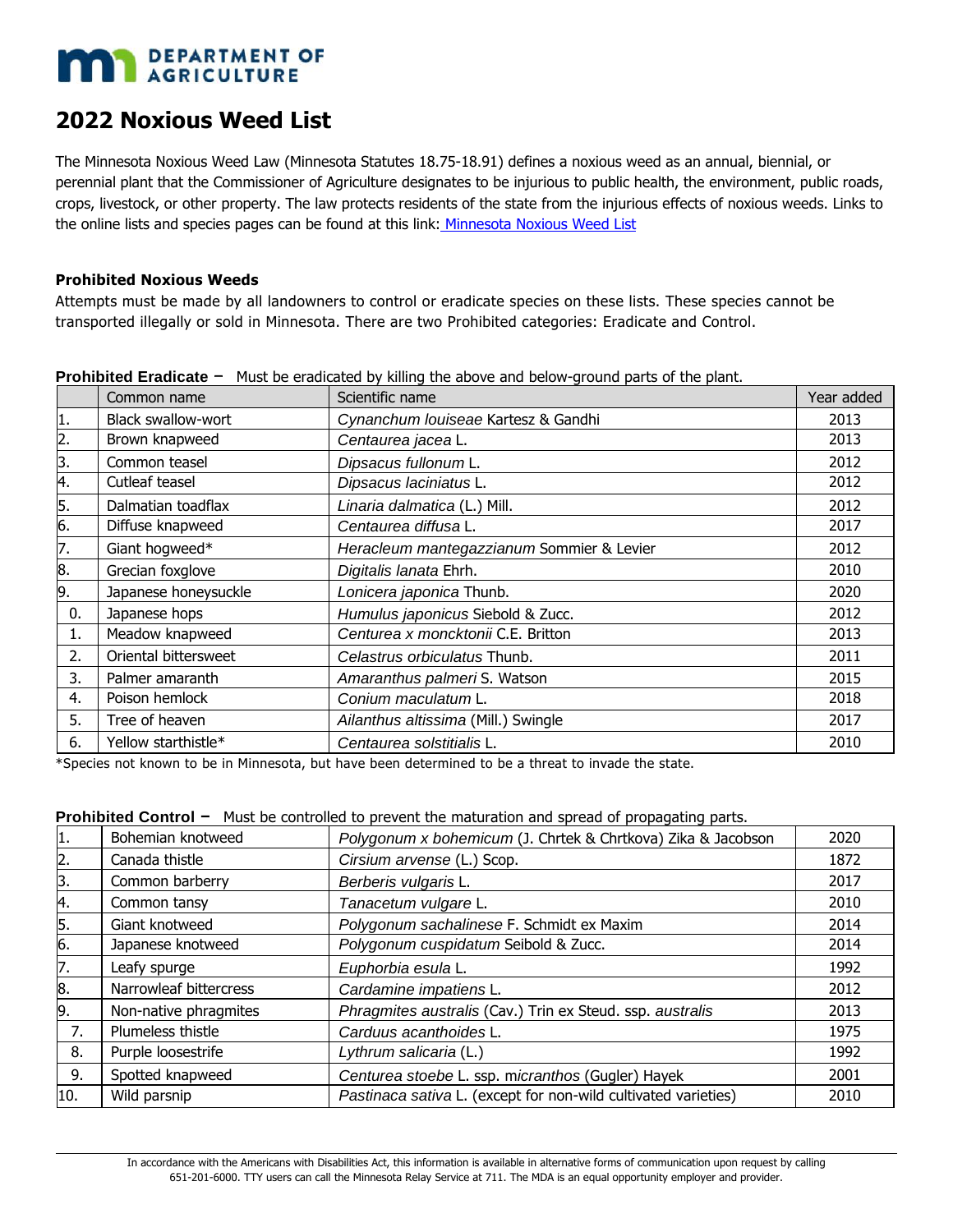DEPARTMENT OF AGRICULTURE

# 2022 Noxious Weed List

The Minnesota Noxious Weed Law (Minnesota Statutes 18.75-18.91) defines a noxious weed as an annual, biennial, or perennial plant that the Commissioner of Agriculture designates to be injurious to public health, the environment, public roads, crops, livestock, or other property. The law protects residents of the state from the injurious effects of noxious weeds. Links to the online lists and species pages can be found at this link: Minnesota Noxious Weed List

### Prohibited Noxious Weeds

Attempts must be made by all landowners to control or eradicate species on these lists. These species cannot be transported illegally or sold in Minnesota. There are two Prohibited categories: Eradicate and Control.

**Prohibited Eradicate –** Must be eradicated by killing the above and below-ground parts of the plant.

| | Common name | Scientific name | Year added |
|---|---|---|---|
| 1. | Black swallow-wort | *Cynanchum louiseae* Kartesz & Gandhi | 2013 |
| 2. | Brown knapweed | *Centaurea jacea* L. | 2013 |
| 3. | Common teasel | *Dipsacus fullonum* L. | 2012 |
| 4. | Cutleaf teasel | *Dipsacus laciniatus* L. | 2012 |
| 5. | Dalmatian toadflax | *Linaria dalmatica* (L.) Mill. | 2012 |
| 6. | Diffuse knapweed | *Centaurea diffusa* L. | 2017 |
| 7. | Giant hogweed* | *Heracleum mantegazzianum* Sommier & Levier | 2012 |
| 8. | Grecian foxglove | *Digitalis lanata* Ehrh. | 2010 |
| 9. | Japanese honeysuckle | *Lonicera japonica* Thunb. | 2020 |
| 0. | Japanese hops | *Humulus japonicus* Siebold & Zucc. | 2012 |
| 1. | Meadow knapweed | *Centurea x moncktonii* C.E. Britton | 2013 |
| 2. | Oriental bittersweet | *Celastrus orbiculatus* Thunb. | 2011 |
| 3. | Palmer amaranth | *Amaranthus palmeri* S. Watson | 2015 |
| 4. | Poison hemlock | *Conium maculatum* L. | 2018 |
| 5. | Tree of heaven | *Ailanthus altissima* (Mill.) Swingle | 2017 |
| 6. | Yellow starthistle* | *Centaurea solstitialis* L. | 2010 |

*Species not known to be in Minnesota, but have been determined to be a threat to invade the state.

**Prohibited Control –** Must be controlled to prevent the maturation and spread of propagating parts.

| | | | |
|---|---|---|---|
| 1. | Bohemian knotweed | *Polygonum x bohemicum* (J. Chrtek & Chrtkova) Zika & Jacobson | 2020 |
| 2. | Canada thistle | *Cirsium arvense* (L.) Scop. | 1872 |
| 3. | Common barberry | *Berberis vulgaris* L. | 2017 |
| 4. | Common tansy | *Tanacetum vulgare* L. | 2010 |
| 5. | Giant knotweed | *Polygonum sachalinese* F. Schmidt ex Maxim | 2014 |
| 6. | Japanese knotweed | *Polygonum cuspidatum* Seibold & Zucc. | 2014 |
| 7. | Leafy spurge | *Euphorbia esula* L. | 1992 |
| 8. | Narrowleaf bittercress | *Cardamine impatiens* L. | 2012 |
| 9. | Non-native phragmites | *Phragmites australis* (Cav.) Trin ex Steud. ssp. *australis* | 2013 |
| 7. | Plumeless thistle | *Carduus acanthoides* L. | 1975 |
| 8. | Purple loosestrife | *Lythrum salicaria* (L.) | 1992 |
| 9. | Spotted knapweed | *Centurea stoebe* L. ssp. *micranthos* (Gugler) Hayek | 2001 |
| 10. | Wild parsnip | *Pastinaca sativa* L. (except for non-wild cultivated varieties) | 2010 |

In accordance with the Americans with Disabilities Act, this information is available in alternative forms of communication upon request by calling 651-201-6000. TTY users can call the Minnesota Relay Service at 711. The MDA is an equal opportunity employer and provider.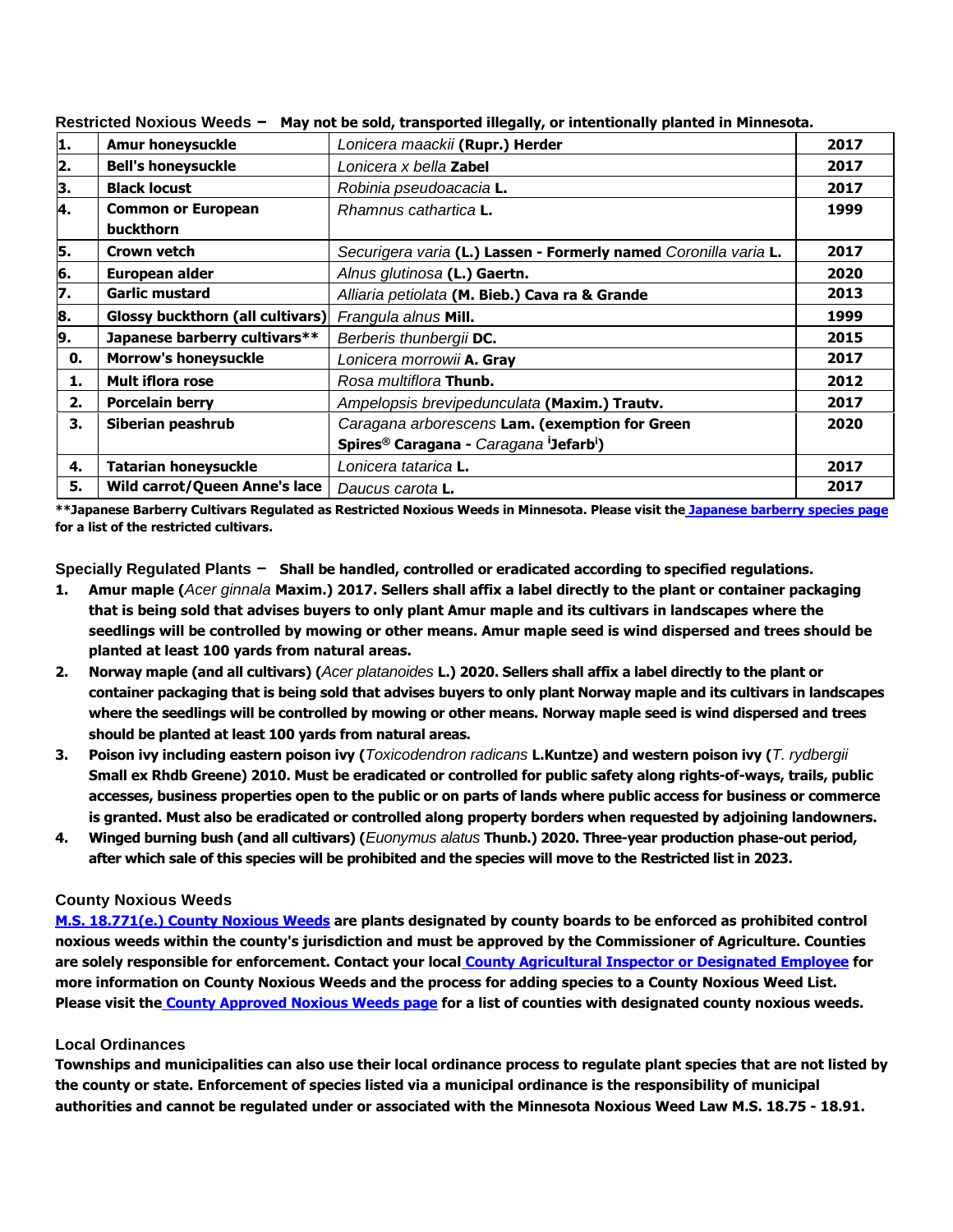**Restricted Noxious Weeds – May not be sold, transported illegally, or intentionally planted in Minnesota.**

| | | | |
|---|---|---|---|
| 1. | **Amur honeysuckle** | *Lonicera maackii* **(Rupr.) Herder** | **2017** |
| 2. | **Bell's honeysuckle** | *Lonicera x bella* **Zabel** | **2017** |
| 3. | **Black locust** | *Robinia pseudoacacia* **L.** | **2017** |
| 4. | **Common or European buckthorn** | *Rhamnus cathartica* **L.** | **1999** |
| 5. | **Crown vetch** | *Securigera varia* **(L.) Lassen - Formerly named** *Coronilla varia* **L.** | **2017** |
| 6. | **European alder** | *Alnus glutinosa* **(L.) Gaertn.** | **2020** |
| 7. | **Garlic mustard** | *Alliaria petiolata* **(M. Bieb.) Cava ra & Grande** | **2013** |
| 8. | **Glossy buckthorn (all cultivars)** | *Frangula alnus* **Mill.** | **1999** |
| 9. | **Japanese barberry cultivars**** | *Berberis thunbergii* **DC.** | **2015** |
| 0. | **Morrow's honeysuckle** | *Lonicera morrowii* **A. Gray** | **2017** |
| 1. | **Mult iflora rose** | *Rosa multiflora* **Thunb.** | **2012** |
| 2. | **Porcelain berry** | *Ampelopsis brevipedunculata* **(Maxim.) Trautv.** | **2017** |
| 3. | **Siberian peashrub** | *Caragana arborescens* **Lam. (exemption for Green Spires® Caragana -** *Caragana* **'Jefarb')** | **2020** |
| 4. | **Tatarian honeysuckle** | *Lonicera tatarica* **L.** | **2017** |
| 5. | **Wild carrot/Queen Anne's lace** | *Daucus carota* **L.** | **2017** |

****Japanese Barberry Cultivars Regulated as Restricted Noxious Weeds in Minnesota. Please visit the Japanese barberry species page for a list of the restricted cultivars.**

**Specially Regulated Plants – Shall be handled, controlled or eradicated according to specified regulations.**

1. **Amur maple (***Acer ginnala* **Maxim.) 2017. Sellers shall affix a label directly to the plant or container packaging that is being sold that advises buyers to only plant Amur maple and its cultivars in landscapes where the seedlings will be controlled by mowing or other means. Amur maple seed is wind dispersed and trees should be planted at least 100 yards from natural areas.**
2. **Norway maple (and all cultivars) (***Acer platanoides* **L.) 2020. Sellers shall affix a label directly to the plant or container packaging that is being sold that advises buyers to only plant Norway maple and its cultivars in landscapes where the seedlings will be controlled by mowing or other means. Norway maple seed is wind dispersed and trees should be planted at least 100 yards from natural areas.**
3. **Poison ivy including eastern poison ivy (***Toxicodendron radicans* **L.Kuntze) and western poison ivy (***T. rydbergii* **Small ex Rhdb Greene) 2010. Must be eradicated or controlled for public safety along rights-of-ways, trails, public accesses, business properties open to the public or on parts of lands where public access for business or commerce is granted. Must also be eradicated or controlled along property borders when requested by adjoining landowners.**
4. **Winged burning bush (and all cultivars) (***Euonymus alatus* **Thunb.) 2020. Three-year production phase-out period, after which sale of this species will be prohibited and the species will move to the Restricted list in 2023.**

### County Noxious Weeds

**M.S. 18.771(e.) County Noxious Weeds are plants designated by county boards to be enforced as prohibited control noxious weeds within the county's jurisdiction and must be approved by the Commissioner of Agriculture. Counties are solely responsible for enforcement. Contact your local County Agricultural Inspector or Designated Employee for more information on County Noxious Weeds and the process for adding species to a County Noxious Weed List. Please visit the County Approved Noxious Weeds page for a list of counties with designated county noxious weeds.**

### Local Ordinances

**Townships and municipalities can also use their local ordinance process to regulate plant species that are not listed by the county or state. Enforcement of species listed via a municipal ordinance is the responsibility of municipal authorities and cannot be regulated under or associated with the Minnesota Noxious Weed Law M.S. 18.75 - 18.91.**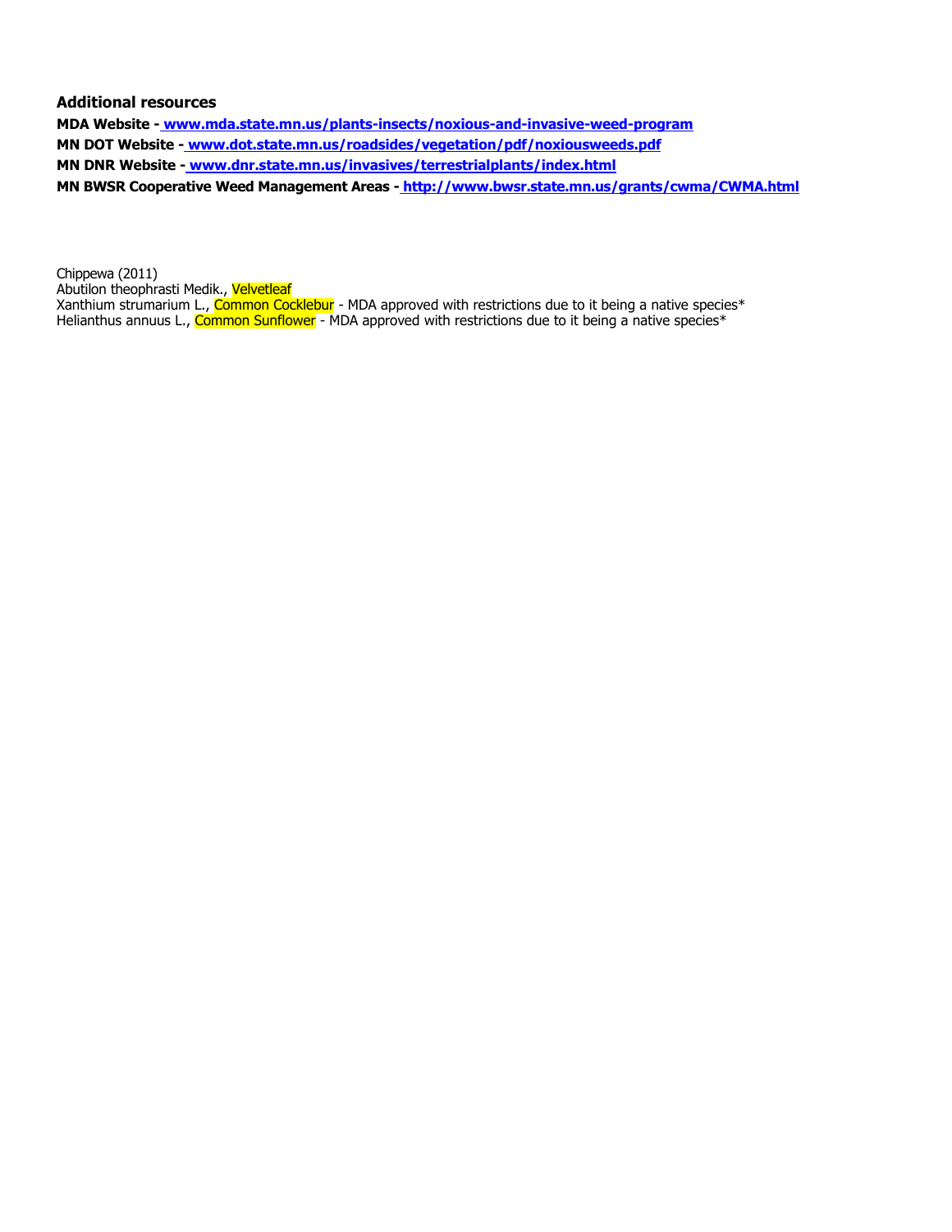**Additional resources**

**MDA Website -** **www.mda.state.mn.us/plants-insects/noxious-and-invasive-weed-program**
**MN DOT Website -** **www.dot.state.mn.us/roadsides/vegetation/pdf/noxiousweeds.pdf**
**MN DNR Website -** **www.dnr.state.mn.us/invasives/terrestrialplants/index.html**
**MN BWSR Cooperative Weed Management Areas -** **http://www.bwsr.state.mn.us/grants/cwma/CWMA.html**

Chippewa (2011)
Abutilon theophrasti Medik., Velvetleaf
Xanthium strumarium L., Common Cocklebur - MDA approved with restrictions due to it being a native species*
Helianthus annuus L., Common Sunflower - MDA approved with restrictions due to it being a native species*